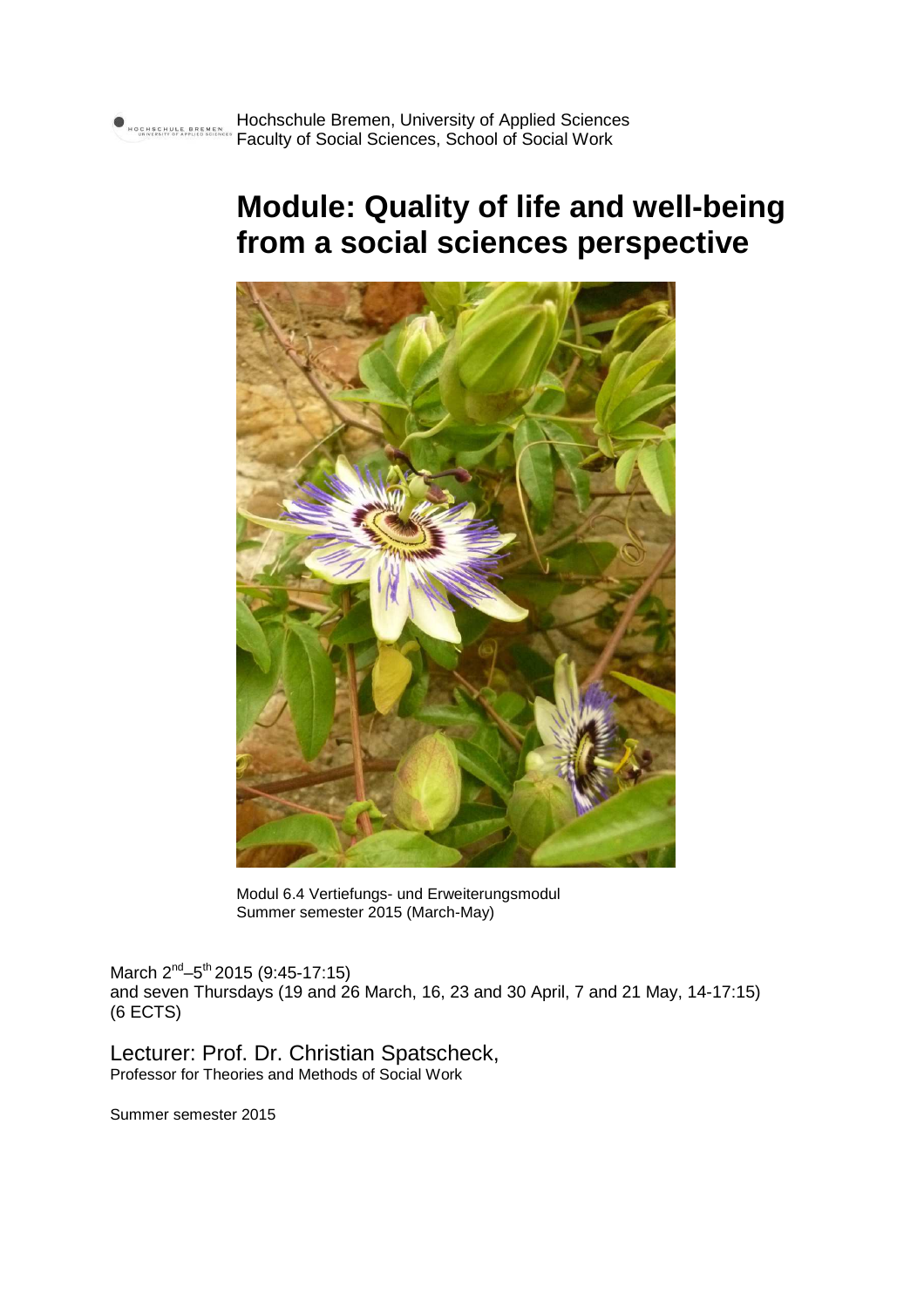Hochschule Bremen, University of Applied Sciences
Faculty of Social Sciences, School of Social Work

# Module: Quality of life and well-being from a social sciences perspective

Modul 6.4 Vertiefungs- und Erweiterungsmodul
Summer semester 2015 (March-May)

March 2nd–5th 2015 (9:45-17:15)
and seven Thursdays (19 and 26 March, 16, 23 and 30 April, 7 and 21 May, 14-17:15)
(6 ECTS)

Lecturer: Prof. Dr. Christian Spatscheck,
Professor for Theories and Methods of Social Work

Summer semester 2015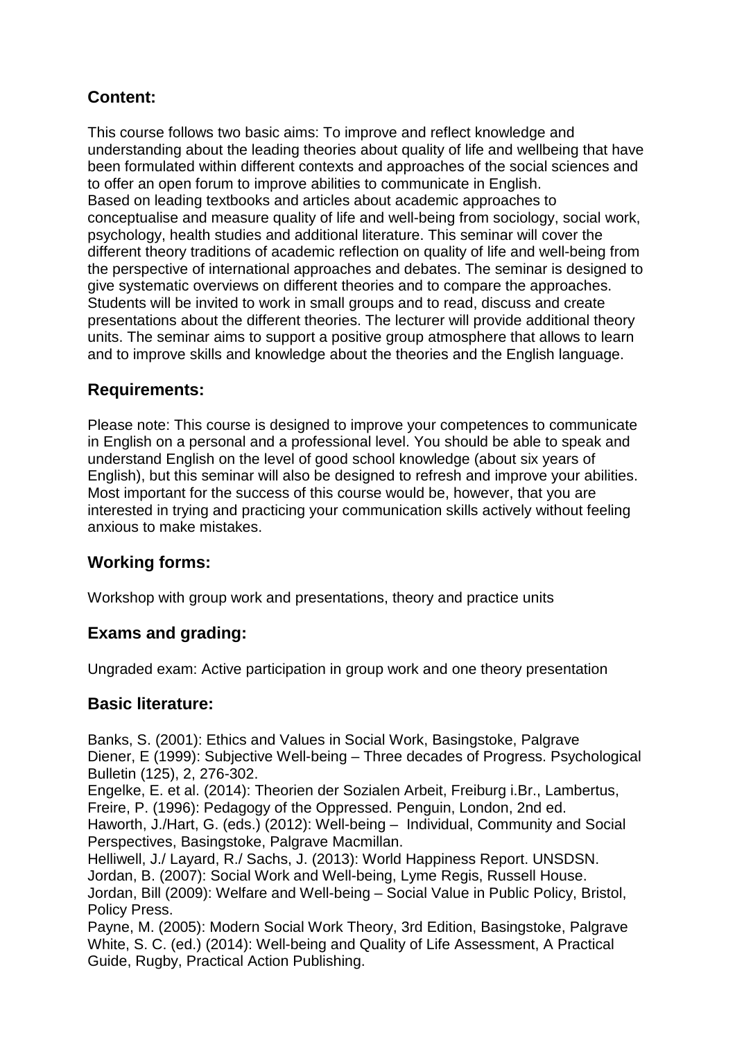## Content:

This course follows two basic aims: To improve and reflect knowledge and understanding about the leading theories about quality of life and wellbeing that have been formulated within different contexts and approaches of the social sciences and to offer an open forum to improve abilities to communicate in English.
Based on leading textbooks and articles about academic approaches to conceptualise and measure quality of life and well-being from sociology, social work, psychology, health studies and additional literature. This seminar will cover the different theory traditions of academic reflection on quality of life and well-being from the perspective of international approaches and debates. The seminar is designed to give systematic overviews on different theories and to compare the approaches. Students will be invited to work in small groups and to read, discuss and create presentations about the different theories. The lecturer will provide additional theory units. The seminar aims to support a positive group atmosphere that allows to learn and to improve skills and knowledge about the theories and the English language.

## Requirements:

Please note: This course is designed to improve your competences to communicate in English on a personal and a professional level. You should be able to speak and understand English on the level of good school knowledge (about six years of English), but this seminar will also be designed to refresh and improve your abilities. Most important for the success of this course would be, however, that you are interested in trying and practicing your communication skills actively without feeling anxious to make mistakes.

## Working forms:

Workshop with group work and presentations, theory and practice units

## Exams and grading:

Ungraded exam: Active participation in group work and one theory presentation

## Basic literature:

Banks, S. (2001): Ethics and Values in Social Work, Basingstoke, Palgrave
Diener, E (1999): Subjective Well-being – Three decades of Progress. Psychological Bulletin (125), 2, 276-302.
Engelke, E. et al. (2014): Theorien der Sozialen Arbeit, Freiburg i.Br., Lambertus,
Freire, P. (1996): Pedagogy of the Oppressed. Penguin, London, 2nd ed.
Haworth, J./Hart, G. (eds.) (2012): Well-being – Individual, Community and Social Perspectives, Basingstoke, Palgrave Macmillan.
Helliwell, J./ Layard, R./ Sachs, J. (2013): World Happiness Report. UNSDSN.
Jordan, B. (2007): Social Work and Well-being, Lyme Regis, Russell House.
Jordan, Bill (2009): Welfare and Well-being – Social Value in Public Policy, Bristol, Policy Press.
Payne, M. (2005): Modern Social Work Theory, 3rd Edition, Basingstoke, Palgrave
White, S. C. (ed.) (2014): Well-being and Quality of Life Assessment, A Practical Guide, Rugby, Practical Action Publishing.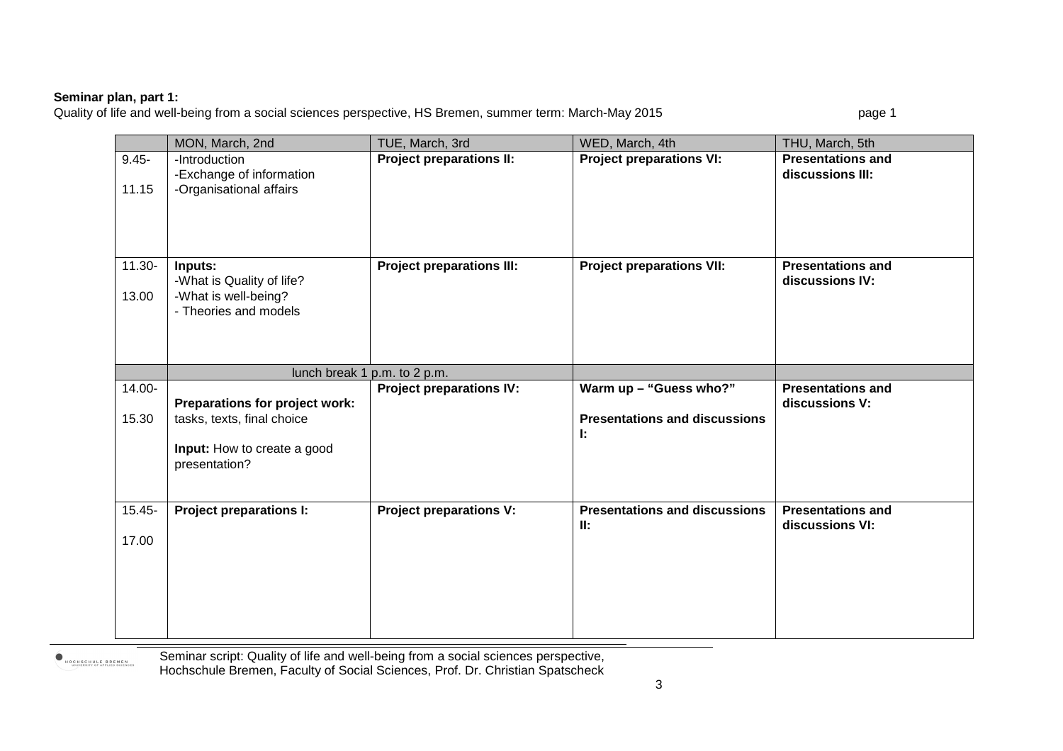**Seminar plan, part 1:**

Quality of life and well-being from a social sciences perspective, HS Bremen, summer term: March-May 2015 page 1

| | MON, March, 2nd | TUE, March, 3rd | WED, March, 4th | THU, March, 5th |
|---|---|---|---|---|
| 9.45-11.15 | -Introduction<br>-Exchange of information<br>-Organisational affairs | **Project preparations II:** | **Project preparations VI:** | **Presentations and discussions III:** |
| 11.30-13.00 | **Inputs:**<br>-What is Quality of life?<br>-What is well-being?<br>- Theories and models | **Project preparations III:** | **Project preparations VII:** | **Presentations and discussions IV:** |
| | lunch break 1 p.m. to 2 p.m. | | | |
| 14.00-15.30 | **Preparations for project work:** tasks, texts, final choice<br><br>**Input:** How to create a good presentation? | **Project preparations IV:** | **Warm up – "Guess who?"**<br><br>**Presentations and discussions I:** | **Presentations and discussions V:** |
| 15.45-17.00 | **Project preparations I:** | **Project preparations V:** | **Presentations and discussions II:** | **Presentations and discussions VI:** |

Seminar script: Quality of life and well-being from a social sciences perspective, Hochschule Bremen, Faculty of Social Sciences, Prof. Dr. Christian Spatscheck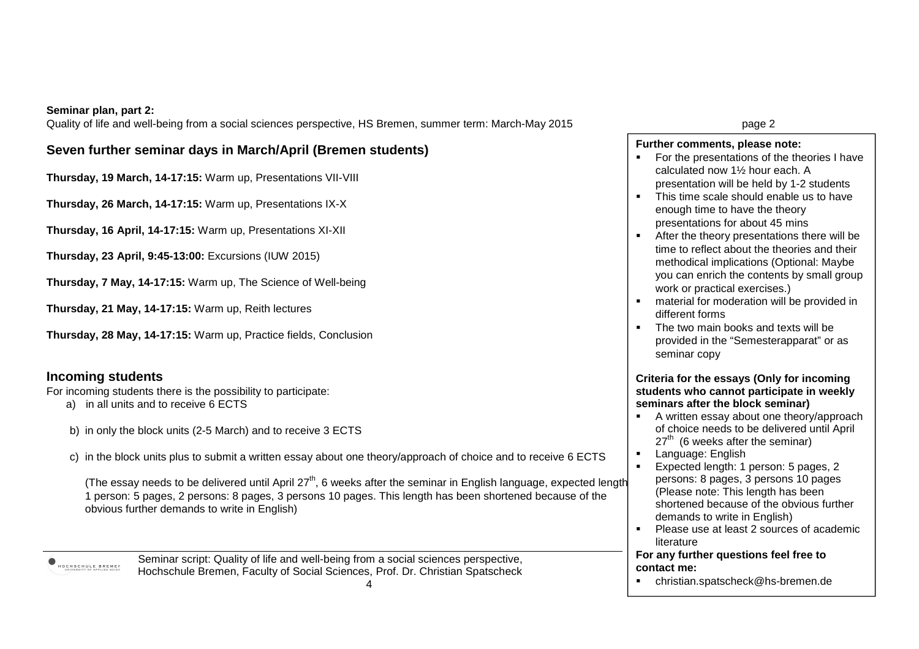**Seminar plan, part 2:**
Quality of life and well-being from a social sciences perspective, HS Bremen, summer term: March-May 2015

## Seven further seminar days in March/April (Bremen students)

**Thursday, 19 March, 14-17:15:** Warm up, Presentations VII-VIII

**Thursday, 26 March, 14-17:15:** Warm up, Presentations IX-X

**Thursday, 16 April, 14-17:15:** Warm up, Presentations XI-XII

**Thursday, 23 April, 9:45-13:00:** Excursions (IUW 2015)

**Thursday, 7 May, 14-17:15:** Warm up, The Science of Well-being

**Thursday, 21 May, 14-17:15:** Warm up, Reith lectures

**Thursday, 28 May, 14-17:15:** Warm up, Practice fields, Conclusion

## Incoming students

For incoming students there is the possibility to participate:

a) in all units and to receive 6 ECTS

b) in only the block units (2-5 March) and to receive 3 ECTS

c) in the block units plus to submit a written essay about one theory/approach of choice and to receive 6 ECTS

(The essay needs to be delivered until April 27th, 6 weeks after the seminar in English language, expected length 1 person: 5 pages, 2 persons: 8 pages, 3 persons 10 pages. This length has been shortened because of the obvious further demands to write in English)

**Further comments, please note:**

- For the presentations of the theories I have calculated now 1½ hour each. A presentation will be held by 1-2 students
- This time scale should enable us to have enough time to have the theory presentations for about 45 mins
- After the theory presentations there will be time to reflect about the theories and their methodical implications (Optional: Maybe you can enrich the contents by small group work or practical exercises.)
- material for moderation will be provided in different forms
- The two main books and texts will be provided in the "Semesterapparat" or as seminar copy

**Criteria for the essays (Only for incoming students who cannot participate in weekly seminars after the block seminar)**

- A written essay about one theory/approach of choice needs to be delivered until April 27th (6 weeks after the seminar)
- Language: English
- Expected length: 1 person: 5 pages, 2 persons: 8 pages, 3 persons 10 pages (Please note: This length has been shortened because of the obvious further demands to write in English)
- Please use at least 2 sources of academic literature

**For any further questions feel free to contact me:**

- christian.spatscheck@hs-bremen.de

Seminar script: Quality of life and well-being from a social sciences perspective, Hochschule Bremen, Faculty of Social Sciences, Prof. Dr. Christian Spatscheck